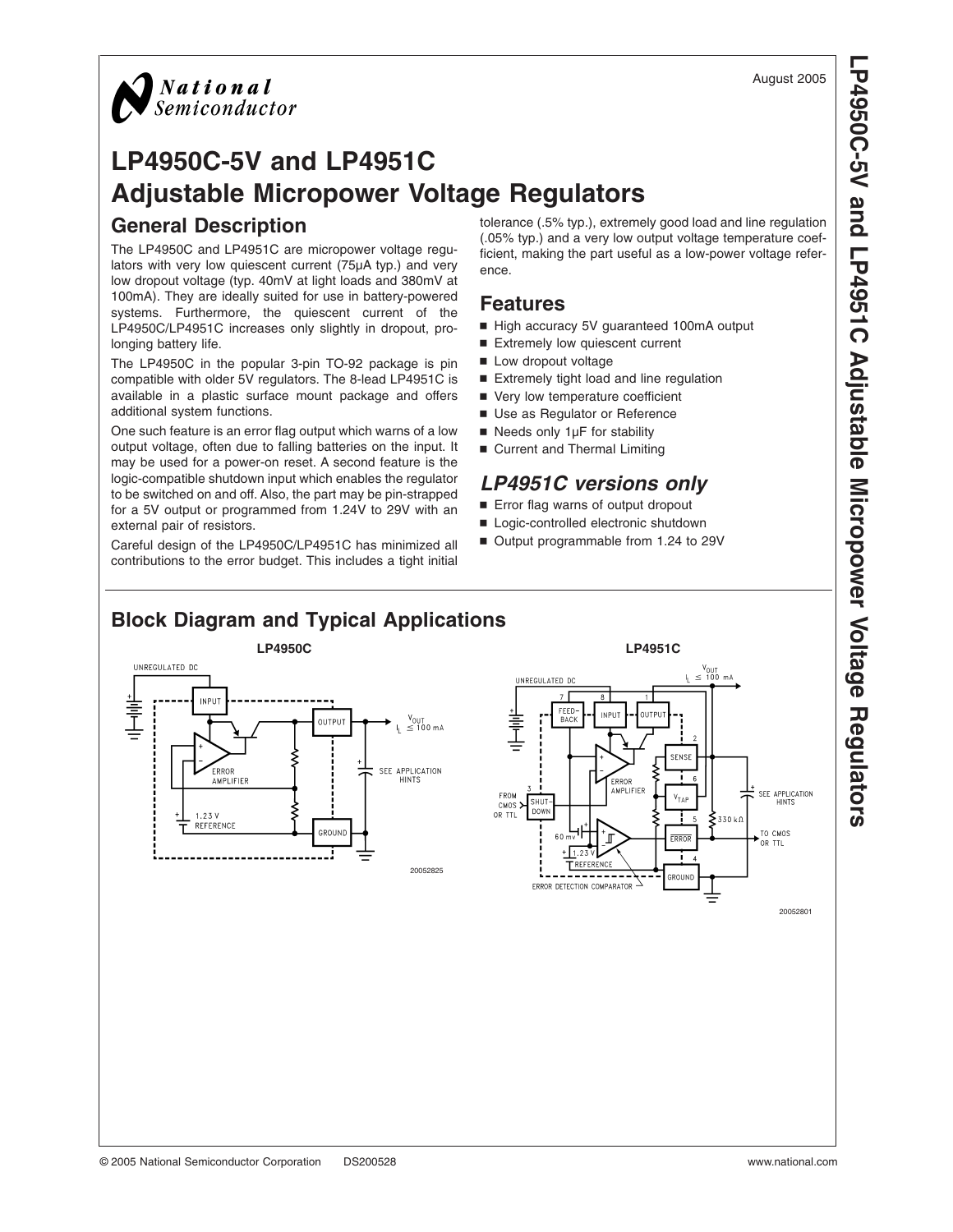August 2005

# LP4950C-5V and LP4951C Adjustable Micropower Voltage Regulators

## General Description

The LP4950C and LP4951C are micropower voltage regulators with very low quiescent current (75µA typ.) and very low dropout voltage (typ. 40mV at light loads and 380mV at 100mA). They are ideally suited for use in battery-powered systems. Furthermore, the quiescent current of the LP4950C/LP4951C increases only slightly in dropout, prolonging battery life.

The LP4950C in the popular 3-pin TO-92 package is pin compatible with older 5V regulators. The 8-lead LP4951C is available in a plastic surface mount package and offers additional system functions.

One such feature is an error flag output which warns of a low output voltage, often due to falling batteries on the input. It may be used for a power-on reset. A second feature is the logic-compatible shutdown input which enables the regulator to be switched on and off. Also, the part may be pin-strapped for a 5V output or programmed from 1.24V to 29V with an external pair of resistors.

Careful design of the LP4950C/LP4951C has minimized all contributions to the error budget. This includes a tight initial tolerance (.5% typ.), extremely good load and line regulation (.05% typ.) and a very low output voltage temperature coefficient, making the part useful as a low-power voltage reference.

## Features

- High accuracy 5V guaranteed 100mA output
- Extremely low quiescent current
- Low dropout voltage
- Extremely tight load and line regulation
- Very low temperature coefficient
- Use as Regulator or Reference
- Needs only 1µF for stability
- Current and Thermal Limiting

### *LP4951C versions only*

- Error flag warns of output dropout
- Logic-controlled electronic shutdown
- Output programmable from 1.24 to 29V

## Block Diagram and Typical Applications

**LP4950C**

UNREGULATED DC
INPUT
OUTPUT
$V_{OUT}$
$I_L \leq 100$ mA
ERROR AMPLIFIER
1.23 V REFERENCE
GROUND
SEE APPLICATION HINTS

20052825

**LP4951C**

UNREGULATED DC
$V_{OUT}$
$I_L \leq 100$ mA
7 FEED-BACK
8 INPUT
1 OUTPUT
2 SENSE
6 $V_{TAP}$
5 ERROR
4 GROUND
3 SHUT-DOWN
FROM CMOS OR TTL
ERROR AMPLIFIER
60 mV
1.23 V REFERENCE
330 kΩ
TO CMOS OR TTL
SEE APPLICATION HINTS
ERROR DETECTION COMPARATOR

20052801

© 2005 National Semiconductor Corporation DS200528 www.national.com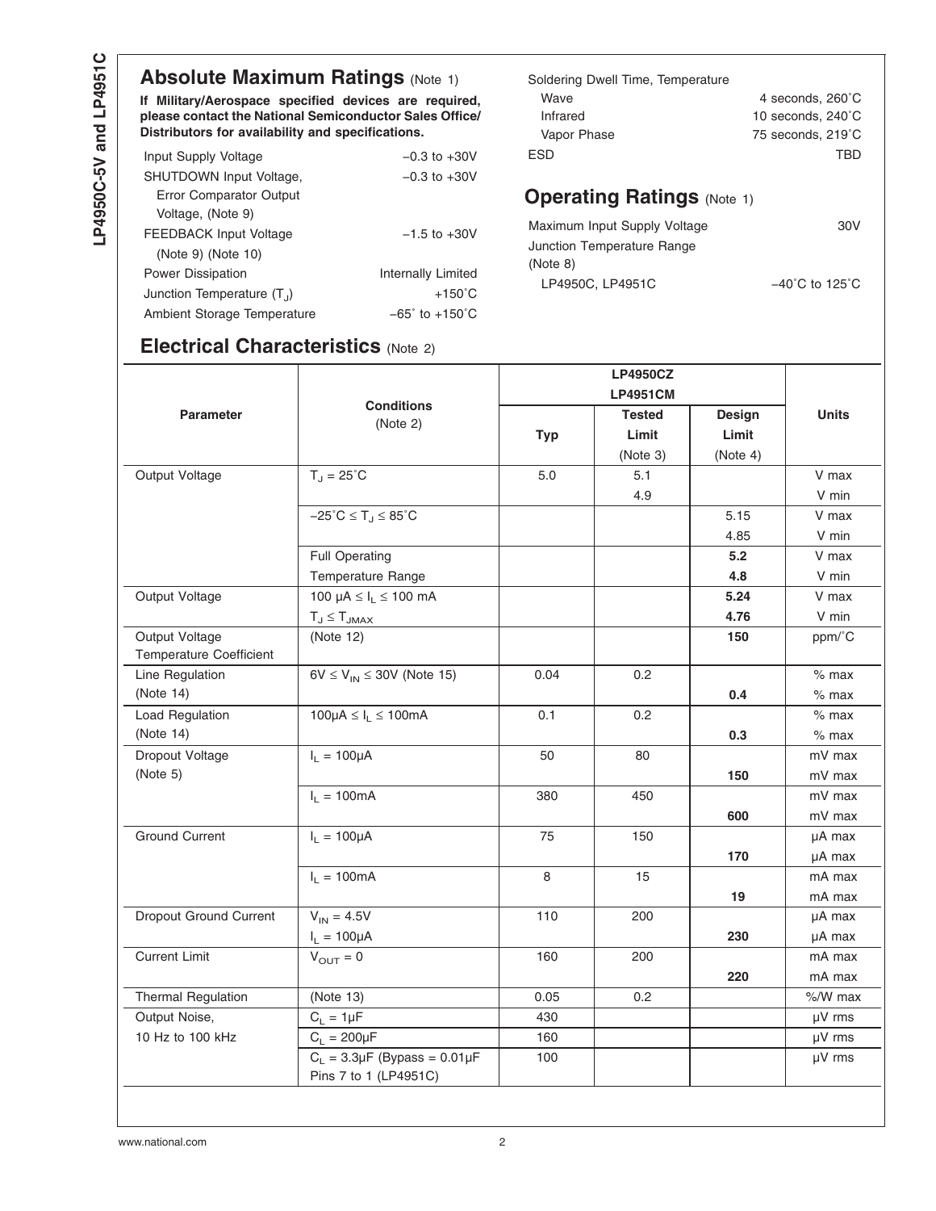## Absolute Maximum Ratings (Note 1)

**If Military/Aerospace specified devices are required, please contact the National Semiconductor Sales Office/ Distributors for availability and specifications.**

| | |
|---|---|
| Input Supply Voltage | −0.3 to +30V |
| SHUTDOWN Input Voltage, Error Comparator Output Voltage, (Note 9) | −0.3 to +30V |
| FEEDBACK Input Voltage (Note 9) (Note 10) | −1.5 to +30V |
| Power Dissipation | Internally Limited |
| Junction Temperature ($T_J$) | +150˚C |
| Ambient Storage Temperature | −65˚ to +150˚C |
| Soldering Dwell Time, Temperature | |
| Wave | 4 seconds, 260˚C |
| Infrared | 10 seconds, 240˚C |
| Vapor Phase | 75 seconds, 219˚C |
| ESD | TBD |

## Operating Ratings (Note 1)

| | |
|---|---|
| Maximum Input Supply Voltage | 30V |
| Junction Temperature Range (Note 8) | |
| LP4950C, LP4951C | −40˚C to 125˚C |

## Electrical Characteristics (Note 2)

| Parameter | Conditions (Note 2) | LP4950CZ LP4951CM | | | Units |
|---|---|---|---|---|---|
| | | Typ | Tested Limit (Note 3) | Design Limit (Note 4) | |
| Output Voltage | $T_J$ = 25˚C | 5.0 | 5.1 | | V max |
| | | | 4.9 | | V min |
| | −25˚C ≤ $T_J$ ≤ 85˚C | | | 5.15 | V max |
| | | | | 4.85 | V min |
| | Full Operating Temperature Range | | | **5.2** | V max |
| | | | | **4.8** | V min |
| Output Voltage | 100 µA ≤ $I_L$ ≤ 100 mA $T_J$ ≤ $T_{JMAX}$ | | | **5.24** | V max |
| | | | | **4.76** | V min |
| Output Voltage Temperature Coefficient | (Note 12) | | | **150** | ppm/˚C |
| Line Regulation (Note 14) | 6V ≤ $V_{IN}$ ≤ 30V (Note 15) | 0.04 | 0.2 | | % max |
| | | | | **0.4** | % max |
| Load Regulation (Note 14) | 100µA ≤ $I_L$ ≤ 100mA | 0.1 | 0.2 | | % max |
| | | | | **0.3** | % max |
| Dropout Voltage (Note 5) | $I_L$ = 100µA | 50 | 80 | | mV max |
| | | | | **150** | mV max |
| | $I_L$ = 100mA | 380 | 450 | | mV max |
| | | | | **600** | mV max |
| Ground Current | $I_L$ = 100µA | 75 | 150 | | µA max |
| | | | | **170** | µA max |
| | $I_L$ = 100mA | 8 | 15 | | mA max |
| | | | | **19** | mA max |
| Dropout Ground Current | $V_{IN}$ = 4.5V $I_L$ = 100µA | 110 | 200 | | µA max |
| | | | | **230** | µA max |
| Current Limit | $V_{OUT}$ = 0 | 160 | 200 | | mA max |
| | | | | **220** | mA max |
| Thermal Regulation | (Note 13) | 0.05 | 0.2 | | %/W max |
| Output Noise, 10 Hz to 100 kHz | $C_L$ = 1µF | 430 | | | µV rms |
| | $C_L$ = 200µF | 160 | | | µV rms |
| | $C_L$ = 3.3µF (Bypass = 0.01µF Pins 7 to 1 (LP4951C) | 100 | | | µV rms |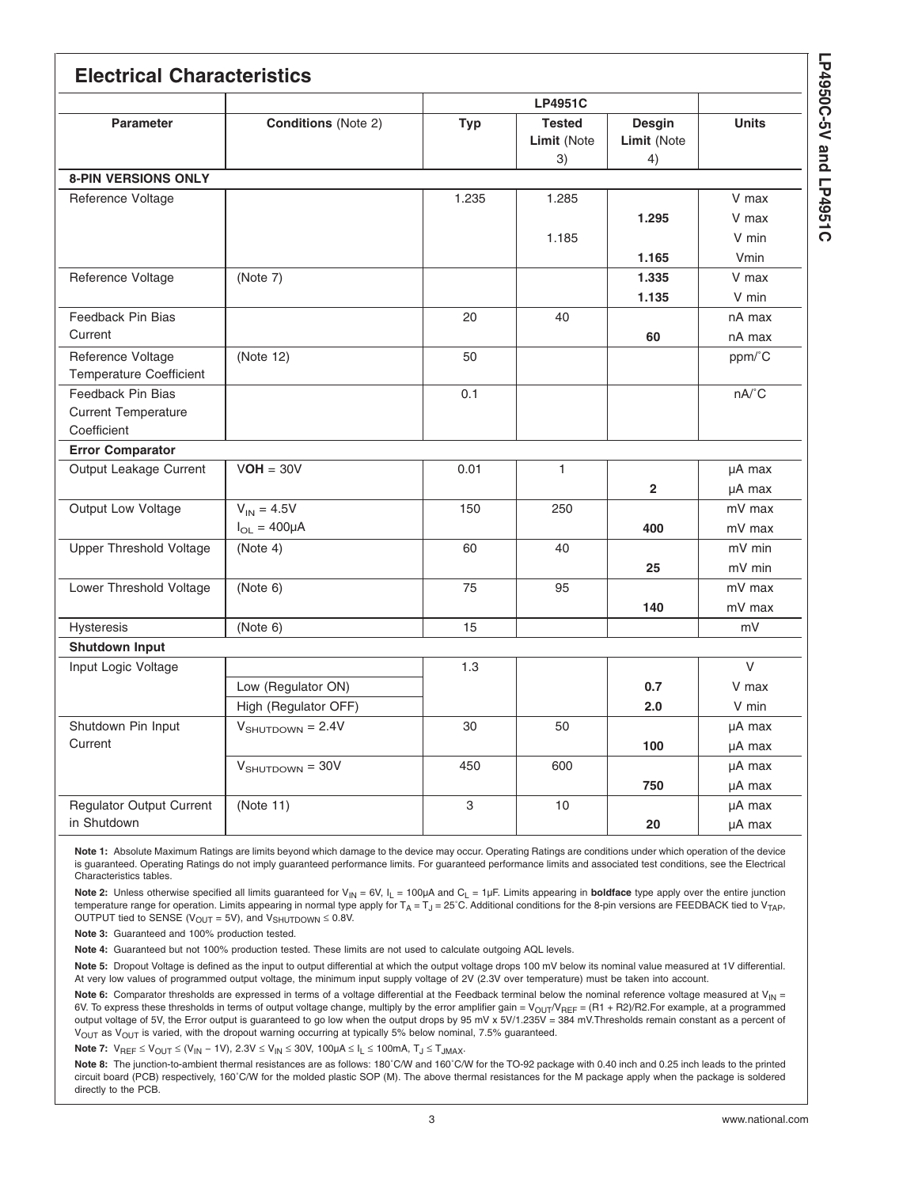## Electrical Characteristics

| Parameter | Conditions (Note 2) | LP4951C | | | Units |
|---|---|---|---|---|---|
| | | Typ | Tested Limit (Note 3) | Desgin Limit (Note 4) | |
| **8-PIN VERSIONS ONLY** | | | | | |
| Reference Voltage | | 1.235 | 1.285 | | V max |
| | | | | **1.295** | V max |
| | | | 1.185 | | V min |
| | | | | **1.165** | Vmin |
| Reference Voltage | (Note 7) | | | **1.335** | V max |
| | | | | **1.135** | V min |
| Feedback Pin Bias Current | | 20 | 40 | | nA max |
| | | | | **60** | nA max |
| Reference Voltage Temperature Coefficient | (Note 12) | 50 | | | ppm/˚C |
| Feedback Pin Bias Current Temperature Coefficient | | 0.1 | | | nA/˚C |
| **Error Comparator** | | | | | |
| Output Leakage Current | **VOH** = 30V | 0.01 | 1 | | µA max |
| | | | | **2** | µA max |
| Output Low Voltage | $V_{IN}$ = 4.5V | 150 | 250 | | mV max |
| | $I_{OL}$ = 400µA | | | **400** | mV max |
| Upper Threshold Voltage | (Note 4) | 60 | 40 | | mV min |
| | | | | **25** | mV min |
| Lower Threshold Voltage | (Note 6) | 75 | 95 | | mV max |
| | | | | **140** | mV max |
| Hysteresis | (Note 6) | 15 | | | mV |
| **Shutdown Input** | | | | | |
| Input Logic Voltage | | 1.3 | | | V |
| | Low (Regulator ON) | | | **0.7** | V max |
| | High (Regulator OFF) | | | **2.0** | V min |
| Shutdown Pin Input Current | $V_{SHUTDOWN}$ = 2.4V | 30 | 50 | | µA max |
| | | | | **100** | µA max |
| | $V_{SHUTDOWN}$ = 30V | 450 | 600 | | µA max |
| | | | | **750** | µA max |
| Regulator Output Current in Shutdown | (Note 11) | 3 | 10 | | µA max |
| | | | | **20** | µA max |

**Note 1:** Absolute Maximum Ratings are limits beyond which damage to the device may occur. Operating Ratings are conditions under which operation of the device is guaranteed. Operating Ratings do not imply guaranteed performance limits. For guaranteed performance limits and associated test conditions, see the Electrical Characteristics tables.

**Note 2:** Unless otherwise specified all limits guaranteed for $V_{IN}$ = 6V, $I_L$ = 100µA and $C_L$ = 1µF. Limits appearing in **boldface** type apply over the entire junction temperature range for operation. Limits appearing in normal type apply for $T_A = T_J$ = 25˚C. Additional conditions for the 8-pin versions are FEEDBACK tied to $V_{TAP}$, OUTPUT tied to SENSE ($V_{OUT}$ = 5V), and $V_{SHUTDOWN}$ ≤ 0.8V.

**Note 3:** Guaranteed and 100% production tested.

**Note 4:** Guaranteed but not 100% production tested. These limits are not used to calculate outgoing AQL levels.

**Note 5:** Dropout Voltage is defined as the input to output differential at which the output voltage drops 100 mV below its nominal value measured at 1V differential. At very low values of programmed output voltage, the minimum input supply voltage of 2V (2.3V over temperature) must be taken into account.

**Note 6:** Comparator thresholds are expressed in terms of a voltage differential at the Feedback terminal below the nominal reference voltage measured at $V_{IN}$ = 6V. To express these thresholds in terms of output voltage change, multiply by the error amplifier gain = $V_{OUT}/V_{REF}$ = (R1 + R2)/R2.For example, at a programmed output voltage of 5V, the Error output is guaranteed to go low when the output drops by 95 mV x 5V/1.235V = 384 mV.Thresholds remain constant as a percent of $V_{OUT}$ as $V_{OUT}$ is varied, with the dropout warning occurring at typically 5% below nominal, 7.5% guaranteed.

**Note 7:** $V_{REF} \le V_{OUT} \le (V_{IN} - 1V)$, 2.3V ≤ $V_{IN}$ ≤ 30V, 100µA ≤ $I_L$ ≤ 100mA, $T_J \le T_{JMAX}$.

**Note 8:** The junction-to-ambient thermal resistances are as follows: 180˚C/W and 160˚C/W for the TO-92 package with 0.40 inch and 0.25 inch leads to the printed circuit board (PCB) respectively, 160˚C/W for the molded plastic SOP (M). The above thermal resistances for the M package apply when the package is soldered directly to the PCB.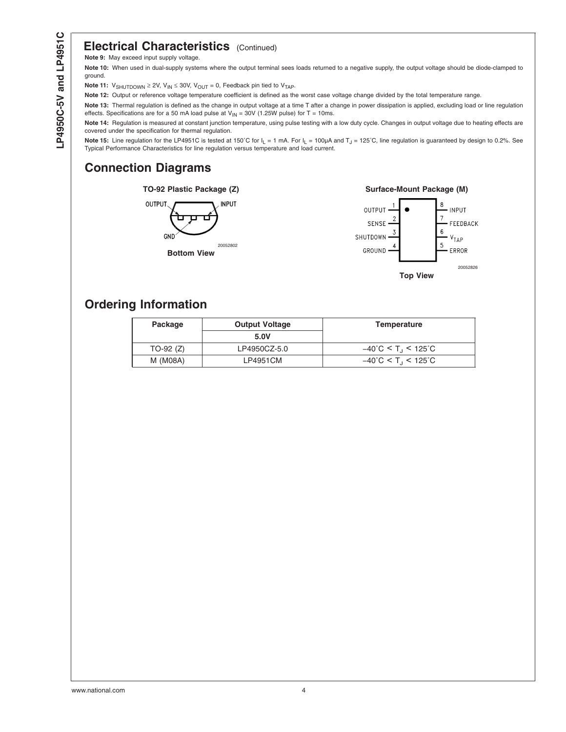## Electrical Characteristics (Continued)

**Note 9:** May exceed input supply voltage.

**Note 10:** When used in dual-supply systems where the output terminal sees loads returned to a negative supply, the output voltage should be diode-clamped to ground.

**Note 11:** $V_{SHUTDOWN} \geq 2V$, $V_{IN} \leq 30V$, $V_{OUT} = 0$, Feedback pin tied to $V_{TAP}$.

**Note 12:** Output or reference voltage temperature coefficient is defined as the worst case voltage change divided by the total temperature range.

**Note 13:** Thermal regulation is defined as the change in output voltage at a time T after a change in power dissipation is applied, excluding load or line regulation effects. Specifications are for a 50 mA load pulse at $V_{IN} = 30V$ (1.25W pulse) for T = 10ms.

**Note 14:** Regulation is measured at constant junction temperature, using pulse testing with a low duty cycle. Changes in output voltage due to heating effects are covered under the specification for thermal regulation.

**Note 15:** Line regulation for the LP4951C is tested at 150˚C for $I_L$ = 1 mA. For $I_L$ = 100µA and $T_J$ = 125˚C, line regulation is guaranteed by design to 0.2%. See Typical Performance Characteristics for line regulation versus temperature and load current.

## Connection Diagrams

**TO-92 Plastic Package (Z)**

OUTPUT

INPUT

GND

20052802

**Bottom View**

**Surface-Mount Package (M)**

1 OUTPUT

2 SENSE

3 SHUTDOWN

4 GROUND

8 INPUT

7 FEEDBACK

6 $V_{TAP}$

5 ERROR

20052826

**Top View**

## Ordering Information

| Package | Output Voltage | Temperature |
|---|---|---|
| | 5.0V | |
| TO-92 (Z) | LP4950CZ-5.0 | $-40˚C < T_J < 125˚C$ |
| M (M08A) | LP4951CM | $-40˚C < T_J < 125˚C$ |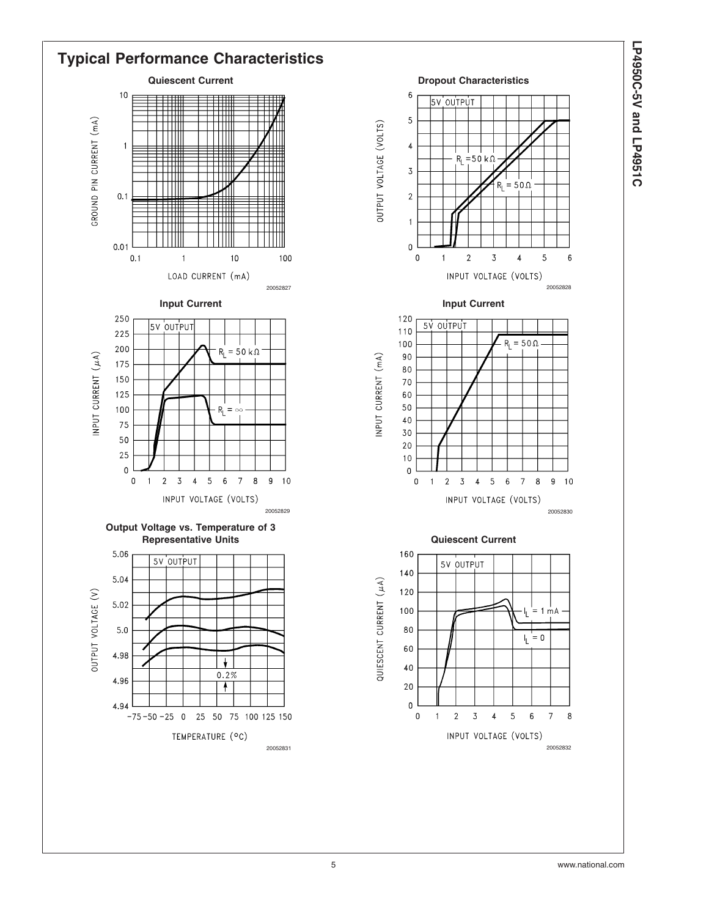## Typical Performance Characteristics

**Quiescent Current**

GROUND PIN CURRENT (mA)

10
1
0.1
0.01

0.1 1 10 100

LOAD CURRENT (mA)

20052827

**Dropout Characteristics**

5V OUTPUT

OUTPUT VOLTAGE (VOLTS)

$R_L$ = 50 kΩ

$R_L$ = 50 Ω

0 1 2 3 4 5 6

INPUT VOLTAGE (VOLTS)

20052828

**Input Current**

5V OUTPUT

INPUT CURRENT (μA)

$R_L$ = 50 kΩ

$R_L$ = ∞

0 1 2 3 4 5 6 7 8 9 10

INPUT VOLTAGE (VOLTS)

20052829

**Input Current**

5V OUTPUT

INPUT CURRENT (mA)

$R_L$ = 50 Ω

0 1 2 3 4 5 6 7 8 9 10

INPUT VOLTAGE (VOLTS)

20052830

**Output Voltage vs. Temperature of 3 Representative Units**

5V OUTPUT

OUTPUT VOLTAGE (V)

5.06
5.04
5.02
5.0
4.98
4.96
4.94

0.2%

−75 −50 −25 0 25 50 75 100 125 150

TEMPERATURE (°C)

20052831

**Quiescent Current**

5V OUTPUT

QUIESCENT CURRENT (μA)

$I_L$ = 1 mA

$I_L$ = 0

0 1 2 3 4 5 6 7 8

INPUT VOLTAGE (VOLTS)

20052832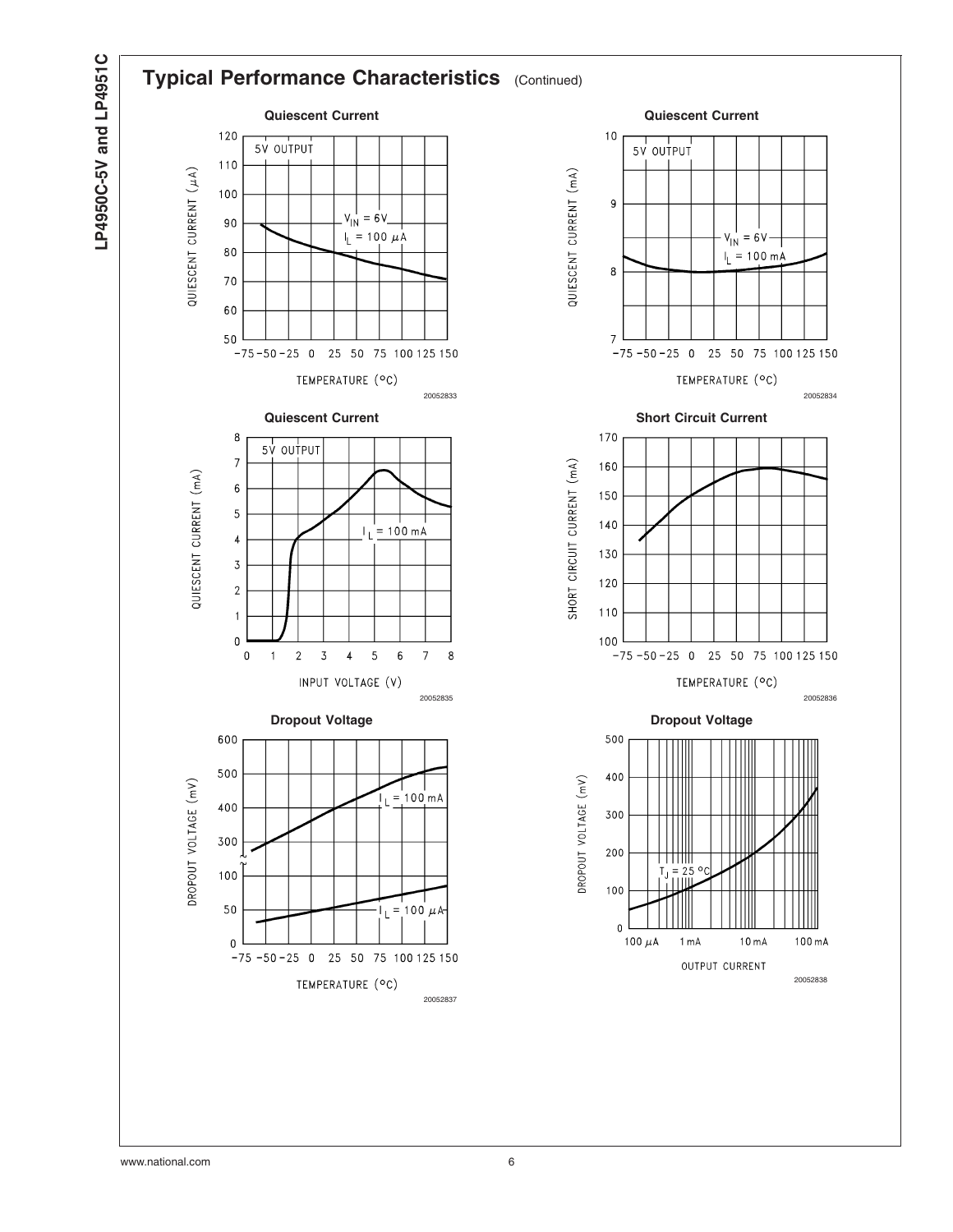## Typical Performance Characteristics (Continued)

**Quiescent Current**

5V OUTPUT

$V_{IN}$ = 6V

$I_L$ = 100 μA

QUIESCENT CURRENT (μA)

120
110
100
90
80
70
60
50

−75 −50 −25 0 25 50 75 100 125 150

TEMPERATURE (°C)

20052833

**Quiescent Current**

5V OUTPUT

$V_{IN}$ = 6V

$I_L$ = 100 mA

QUIESCENT CURRENT (mA)

10
9
8
7

−75 −50 −25 0 25 50 75 100 125 150

TEMPERATURE (°C)

20052834

**Quiescent Current**

5V OUTPUT

$I_L$ = 100 mA

QUIESCENT CURRENT (mA)

8
7
6
5
4
3
2
1
0

0 1 2 3 4 5 6 7 8

INPUT VOLTAGE (V)

20052835

**Short Circuit Current**

SHORT CIRCUIT CURRENT (mA)

170
160
150
140
130
120
110
100

−75 −50 −25 0 25 50 75 100 125 150

TEMPERATURE (°C)

20052836

**Dropout Voltage**

$I_L$ = 100 mA

$I_L$ = 100 μA

DROPOUT VOLTAGE (mV)

600
500
400
300
100
50
0

−75 −50 −25 0 25 50 75 100 125 150

TEMPERATURE (°C)

20052837

**Dropout Voltage**

$T_J$ = 25 °C

DROPOUT VOLTAGE (mV)

500
400
300
200
100
0

100 μA 1 mA 10 mA 100 mA

OUTPUT CURRENT

20052838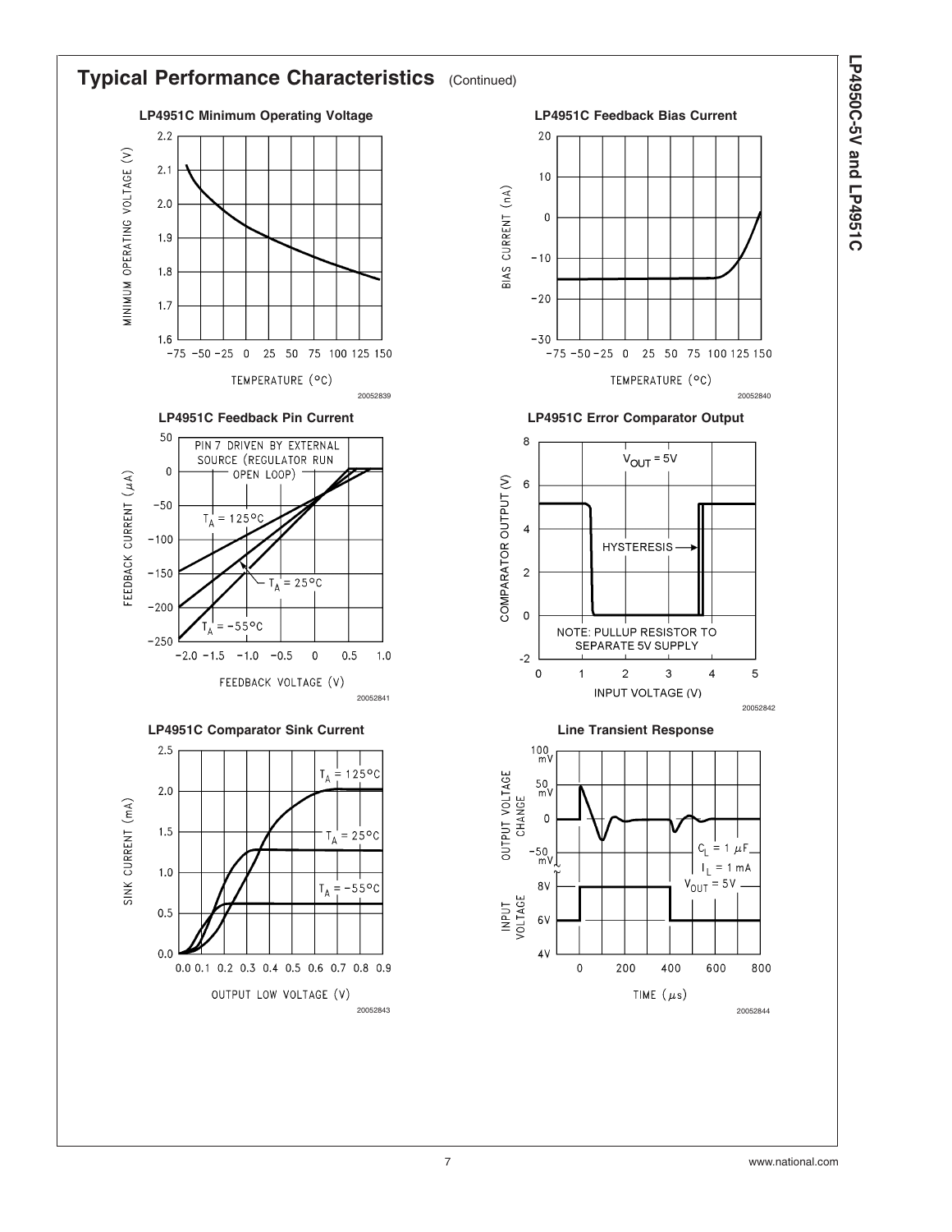## Typical Performance Characteristics (Continued)

**LP4951C Minimum Operating Voltage**

MINIMUM OPERATING VOLTAGE (V)

2.2
2.1
2.0
1.9
1.8
1.7
1.6

−75 −50 −25 0 25 50 75 100 125 150

TEMPERATURE (°C)

20052839

**LP4951C Feedback Bias Current**

BIAS CURRENT (nA)

20
10
0
−10
−20
−30

−75 −50 −25 0 25 50 75 100 125 150

TEMPERATURE (°C)

20052840

**LP4951C Feedback Pin Current**

FEEDBACK CURRENT (μA)

PIN 7 DRIVEN BY EXTERNAL SOURCE (REGULATOR RUN OPEN LOOP)

$T_A$ = 125°C

$T_A$ = 25°C

$T_A$ = −55°C

50
0
−50
−100
−150
−200
−250

−2.0 −1.5 −1.0 −0.5 0 0.5 1.0

FEEDBACK VOLTAGE (V)

20052841

**LP4951C Error Comparator Output**

COMPARATOR OUTPUT (V)

$V_{OUT}$ = 5V

HYSTERESIS

NOTE: PULLUP RESISTOR TO SEPARATE 5V SUPPLY

8
6
4
2
0
-2

0 1 2 3 4 5

INPUT VOLTAGE (V)

20052842

**LP4951C Comparator Sink Current**

SINK CURRENT (mA)

$T_A$ = 125°C

$T_A$ = 25°C

$T_A$ = −55°C

2.5
2.0
1.5
1.0
0.5
0.0

0.0 0.1 0.2 0.3 0.4 0.5 0.6 0.7 0.8 0.9

OUTPUT LOW VOLTAGE (V)

20052843

**Line Transient Response**

OUTPUT VOLTAGE CHANGE

100 mV
50 mV
0
−50 mV

$C_L$ = 1 μF
$I_L$ = 1 mA
$V_{OUT}$ = 5V

INPUT VOLTAGE

8V
6V
4V

0 200 400 600 800

TIME (μs)

20052844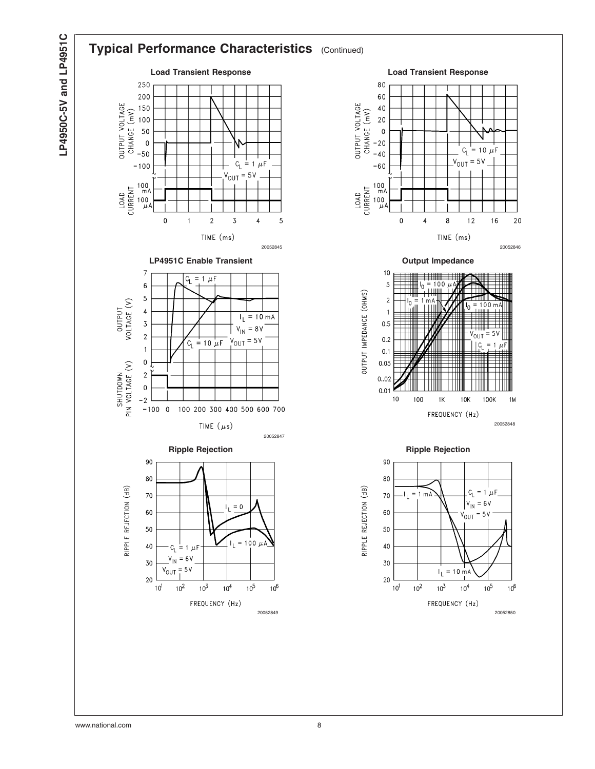## Typical Performance Characteristics (Continued)

**Load Transient Response**

OUTPUT VOLTAGE CHANGE (mV)

250
200
150
100
50
0
−50
−100

LOAD CURRENT

100 mA
100 µA

0 1 2 3 4 5

TIME (ms)

$C_L$ = 1 µF
$V_{OUT}$ = 5V

20052845

**Load Transient Response**

OUTPUT VOLTAGE CHANGE (mV)

80
60
40
20
0
−20
−40
−60

LOAD CURRENT

100 mA
100 µA

0 4 8 12 16 20

TIME (ms)

$C_L$ = 10 µF
$V_{OUT}$ = 5V

20052846

**LP4951C Enable Transient**

OUTPUT VOLTAGE (V)

7
6
5
4
3
2
1
0

SHUTDOWN PIN VOLTAGE (V)

2
0
−2

−100 0 100 200 300 400 500 600 700

TIME (µs)

$C_L$ = 1 µF
$C_L$ = 10 µF
$I_L$ = 10 mA
$V_{IN}$ = 8V
$V_{OUT}$ = 5V

20052847

**Output Impedance**

OUTPUT IMPEDANCE (OHMS)

10
5
2
1
0.5
0.2
0.1
0.05
0.02
0.01

10 100 1K 10K 100K 1M

FREQUENCY (Hz)

$I_O$ = 100 µA
$I_O$ = 1 mA
$I_O$ = 100 mA
$V_{OUT}$ = 5V
$C_L$ = 1 µF

20052848

**Ripple Rejection**

RIPPLE REJECTION (dB)

90
80
70
60
50
40
30
20

$10^1$ $10^2$ $10^3$ $10^4$ $10^5$ $10^6$

FREQUENCY (Hz)

$I_L$ = 0
$I_L$ = 100 µA
$C_L$ = 1 µF
$V_{IN}$ = 6V
$V_{OUT}$ = 5V

20052849

**Ripple Rejection**

RIPPLE REJECTION (dB)

90
80
70
60
50
40
30
20

$10^1$ $10^2$ $10^3$ $10^4$ $10^5$ $10^6$

FREQUENCY (Hz)

$I_L$ = 1 mA
$I_L$ = 10 mA
$C_L$ = 1 µF
$V_{IN}$ = 6V
$V_{OUT}$ = 5V

20052850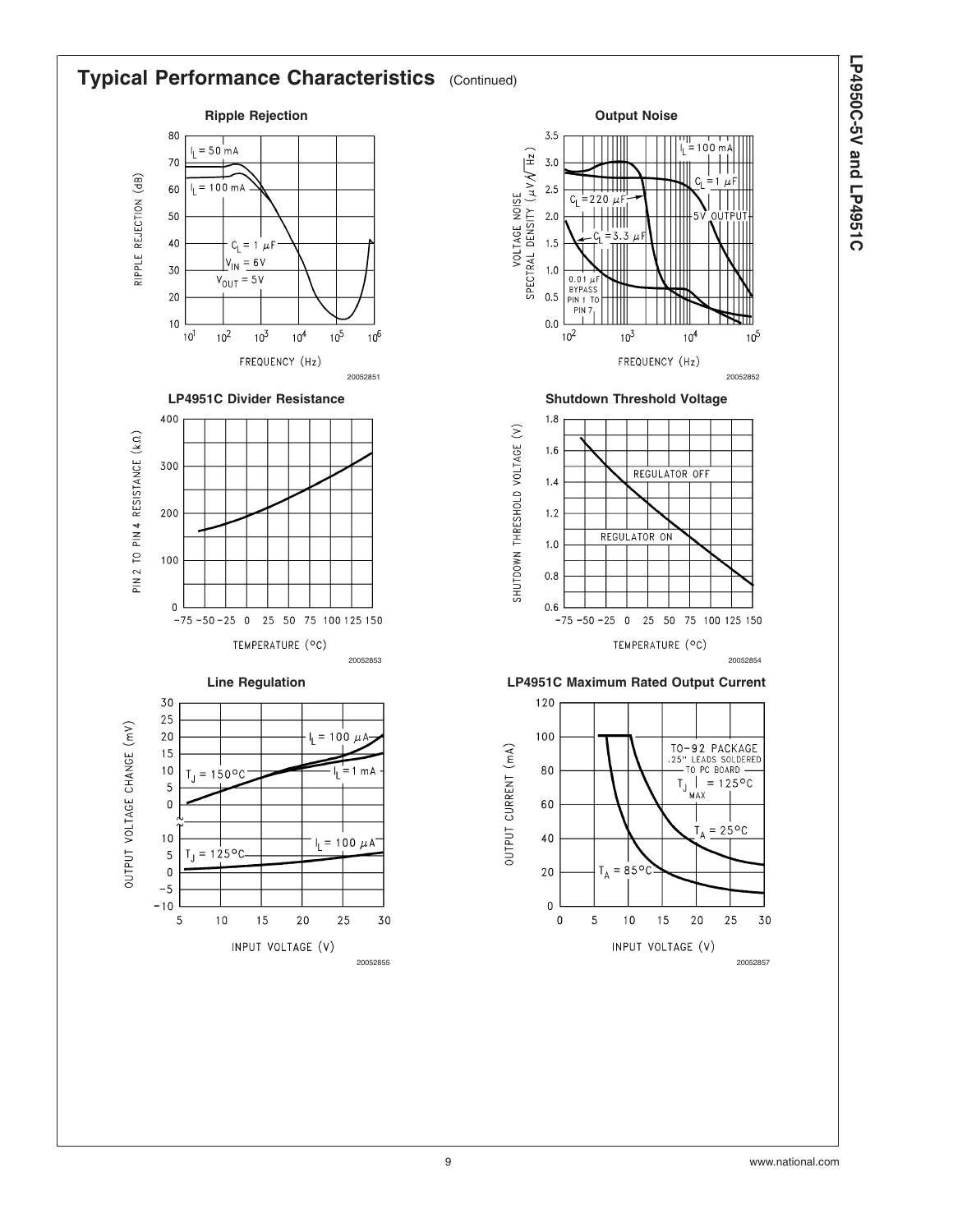## Typical Performance Characteristics (Continued)

**Ripple Rejection**

RIPPLE REJECTION (dB)

80
70
60
50
40
30
20
10

$I_L$ = 50 mA
$I_L$ = 100 mA
$C_L$ = 1 μF
$V_{IN}$ = 6V
$V_{OUT}$ = 5V

$10^1$ $10^2$ $10^3$ $10^4$ $10^5$ $10^6$

FREQUENCY (Hz)

20052851

**Output Noise**

VOLTAGE NOISE SPECTRAL DENSITY (μV/√Hz)

3.5
3.0
2.5
2.0
1.5
1.0
0.5
0.0

$I_L$ = 100 mA
$C_L$ = 1 μF
$C_L$ = 220 μF
5V OUTPUT
$C_L$ = 3.3 μF
0.01 μF BYPASS PIN 1 TO PIN 7

$10^2$ $10^3$ $10^4$ $10^5$

FREQUENCY (Hz)

20052852

**LP4951C Divider Resistance**

PIN 2 TO PIN 4 RESISTANCE (kΩ)

400
300
200
100
0

−75 −50 −25 0 25 50 75 100 125 150

TEMPERATURE (°C)

20052853

**Shutdown Threshold Voltage**

SHUTDOWN THRESHOLD VOLTAGE (V)

1.8
1.6
1.4
1.2
1.0
0.8
0.6

REGULATOR OFF
REGULATOR ON

−75 −50 −25 0 25 50 75 100 125 150

TEMPERATURE (°C)

20052854

**Line Regulation**

OUTPUT VOLTAGE CHANGE (mV)

30
25
20
15
10
5
0
10
5
0
−5
−10

$I_L$ = 100 μA
$T_J$ = 150°C
$I_L$ = 1 mA
$I_L$ = 100 μA
$T_J$ = 125°C

5 10 15 20 25 30

INPUT VOLTAGE (V)

20052855

**LP4951C Maximum Rated Output Current**

OUTPUT CURRENT (mA)

120
100
80
60
40
20
0

TO-92 PACKAGE
.25" LEADS SOLDERED TO PC BOARD
$T_J$ | MAX = 125°C
$T_A$ = 25°C
$T_A$ = 85°C

0 5 10 15 20 25 30

INPUT VOLTAGE (V)

20052857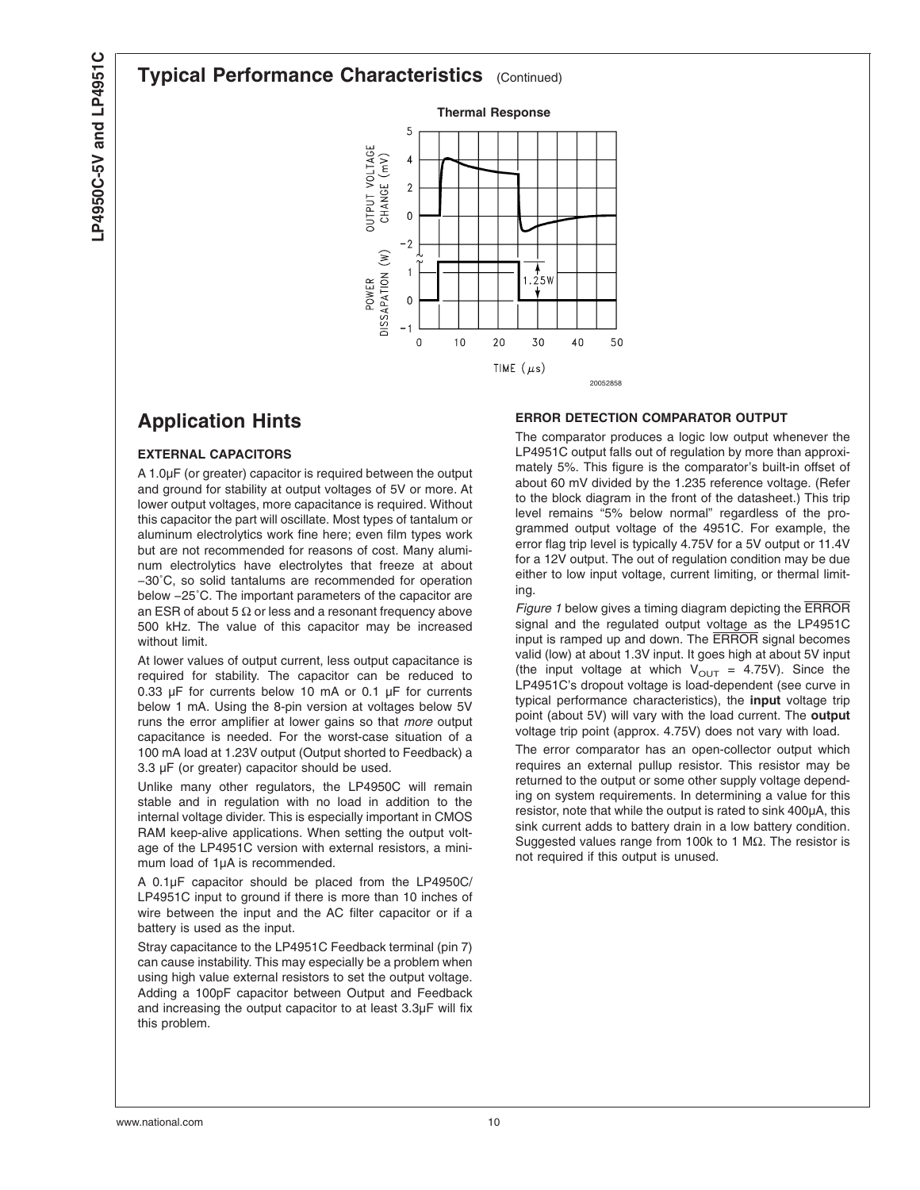## Typical Performance Characteristics (Continued)

**Thermal Response**

OUTPUT VOLTAGE CHANGE (mV)

5
4
2
0
−2

POWER DISSAPATION (W)

1
0
−1

1.25W

0 10 20 30 40 50

TIME (μs)

20052858

## Application Hints

### EXTERNAL CAPACITORS

A 1.0μF (or greater) capacitor is required between the output and ground for stability at output voltages of 5V or more. At lower output voltages, more capacitance is required. Without this capacitor the part will oscillate. Most types of tantalum or aluminum electrolytics work fine here; even film types work but are not recommended for reasons of cost. Many aluminum electrolytics have electrolytes that freeze at about −30˚C, so solid tantalums are recommended for operation below −25˚C. The important parameters of the capacitor are an ESR of about 5 Ω or less and a resonant frequency above 500 kHz. The value of this capacitor may be increased without limit.

At lower values of output current, less output capacitance is required for stability. The capacitor can be reduced to 0.33 μF for currents below 10 mA or 0.1 μF for currents below 1 mA. Using the 8-pin version at voltages below 5V runs the error amplifier at lower gains so that *more* output capacitance is needed. For the worst-case situation of a 100 mA load at 1.23V output (Output shorted to Feedback) a 3.3 μF (or greater) capacitor should be used.

Unlike many other regulators, the LP4950C will remain stable and in regulation with no load in addition to the internal voltage divider. This is especially important in CMOS RAM keep-alive applications. When setting the output voltage of the LP4951C version with external resistors, a minimum load of 1μA is recommended.

A 0.1μF capacitor should be placed from the LP4950C/LP4951C input to ground if there is more than 10 inches of wire between the input and the AC filter capacitor or if a battery is used as the input.

Stray capacitance to the LP4951C Feedback terminal (pin 7) can cause instability. This may especially be a problem when using high value external resistors to set the output voltage. Adding a 100pF capacitor between Output and Feedback and increasing the output capacitor to at least 3.3μF will fix this problem.

### ERROR DETECTION COMPARATOR OUTPUT

The comparator produces a logic low output whenever the LP4951C output falls out of regulation by more than approximately 5%. This figure is the comparator's built-in offset of about 60 mV divided by the 1.235 reference voltage. (Refer to the block diagram in the front of the datasheet.) This trip level remains "5% below normal" regardless of the programmed output voltage of the 4951C. For example, the error flag trip level is typically 4.75V for a 5V output or 11.4V for a 12V output. The out of regulation condition may be due either to low input voltage, current limiting, or thermal limiting.

*Figure 1* below gives a timing diagram depicting the $\overline{\text{ERROR}}$ signal and the regulated output voltage as the LP4951C input is ramped up and down. The $\overline{\text{ERROR}}$ signal becomes valid (low) at about 1.3V input. It goes high at about 5V input (the input voltage at which $V_{OUT}$ = 4.75V). Since the LP4951C's dropout voltage is load-dependent (see curve in typical performance characteristics), the **input** voltage trip point (about 5V) will vary with the load current. The **output** voltage trip point (approx. 4.75V) does not vary with load.

The error comparator has an open-collector output which requires an external pullup resistor. This resistor may be returned to the output or some other supply voltage depending on system requirements. In determining a value for this resistor, note that while the output is rated to sink 400μA, this sink current adds to battery drain in a low battery condition. Suggested values range from 100k to 1 MΩ. The resistor is not required if this output is unused.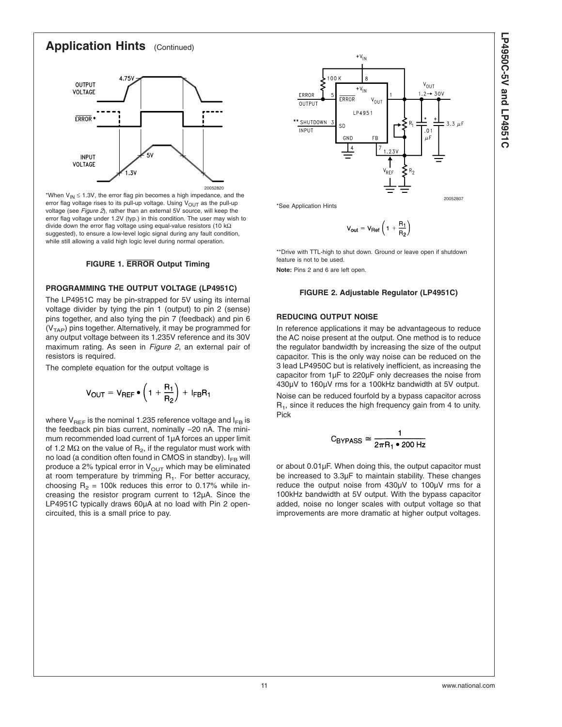## Application Hints (Continued)

OUTPUT VOLTAGE

4.75V

ERROR *

INPUT VOLTAGE

5V

1.3V

20052820

*When $V_{IN} \leq 1.3V$, the error flag pin becomes a high impedance, and the error flag voltage rises to its pull-up voltage. Using $V_{OUT}$ as the pull-up voltage (see *Figure 2*), rather than an external 5V source, will keep the error flag voltage under 1.2V (typ.) in this condition. The user may wish to divide down the error flag voltage using equal-value resistors (10 kΩ suggested), to ensure a low-level logic signal during any fault condition, while still allowing a valid high logic level during normal operation.

**FIGURE 1. ERROR Output Timing**

+V_IN

100 K

8

+V_IN

ERROR OUTPUT

5

ERROR

V_OUT

1

V_OUT 1.2 → 30V

LP4951

** SHUTDOWN INPUT

3

SD

R_1

*

+

3.3 μF

.01 μF

GND

4

FB

7

1.23V

V_REF

R_2

20052807

*See Application Hints

$$V_{out} = V_{Ref}\left(1 + \frac{R_1}{R_2}\right)$$

**Drive with TTL-high to shut down. Ground or leave open if shutdown feature is not to be used.

**Note:** Pins 2 and 6 are left open.

**FIGURE 2. Adjustable Regulator (LP4951C)**

### PROGRAMMING THE OUTPUT VOLTAGE (LP4951C)

The LP4951C may be pin-strapped for 5V using its internal voltage divider by tying the pin 1 (output) to pin 2 (sense) pins together, and also tying the pin 7 (feedback) and pin 6 ($V_{TAP}$) pins together. Alternatively, it may be programmed for any output voltage between its 1.235V reference and its 30V maximum rating. As seen in *Figure 2*, an external pair of resistors is required.

The complete equation for the output voltage is

$$V_{OUT} = V_{REF} \bullet \left(1 + \frac{R_1}{R_2}\right) + I_{FB}R_1$$

where $V_{REF}$ is the nominal 1.235 reference voltage and $I_{FB}$ is the feedback pin bias current, nominally −20 nA. The minimum recommended load current of 1µA forces an upper limit of 1.2 MΩ on the value of $R_2$, if the regulator must work with no load (a condition often found in CMOS in standby). $I_{FB}$ will produce a 2% typical error in $V_{OUT}$ which may be eliminated at room temperature by trimming $R_1$. For better accuracy, choosing $R_2$ = 100k reduces this error to 0.17% while increasing the resistor program current to 12µA. Since the LP4951C typically draws 60µA at no load with Pin 2 open-circuited, this is a small price to pay.

### REDUCING OUTPUT NOISE

In reference applications it may be advantageous to reduce the AC noise present at the output. One method is to reduce the regulator bandwidth by increasing the size of the output capacitor. This is the only way noise can be reduced on the 3 lead LP4950C but is relatively inefficient, as increasing the capacitor from 1µF to 220µF only decreases the noise from 430µV to 160µV rms for a 100kHz bandwidth at 5V output.

Noise can be reduced fourfold by a bypass capacitor across $R_1$, since it reduces the high frequency gain from 4 to unity. Pick

$$C_{BYPASS} \cong \frac{1}{2\pi R_1 \bullet 200\ \text{Hz}}$$

or about 0.01µF. When doing this, the output capacitor must be increased to 3.3µF to maintain stability. These changes reduce the output noise from 430µV to 100µV rms for a 100kHz bandwidth at 5V output. With the bypass capacitor added, noise no longer scales with output voltage so that improvements are more dramatic at higher output voltages.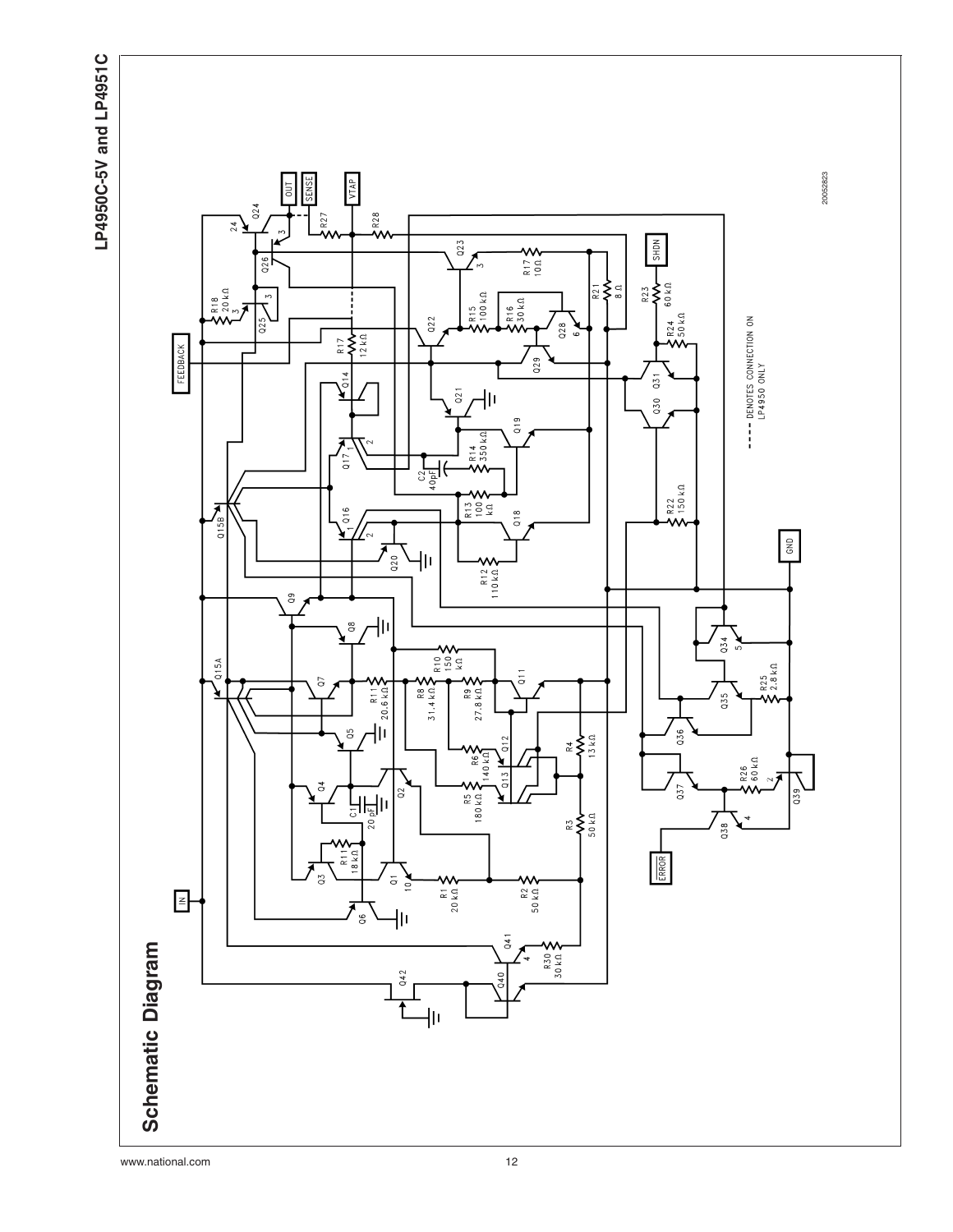## Schematic Diagram

IN

OUT

SENSE

VTAP

FEEDBACK

SHDN

GND

ERROR

Q1 10, Q2, Q3, Q4, Q5, Q6, Q7, Q8, Q9, Q11, Q12, Q13, Q14, Q15A, Q15B, Q16 1 2, Q17 1 2, Q18, Q19, Q20, Q21, Q22, Q23 3, Q24 24, Q25 3, Q26 3, Q28 6, Q29, Q30, Q31, Q34 5, Q35, Q36, Q37, Q38 4, Q39 4, Q40, Q41 4, Q42

R1 20 kΩ

R2 50 kΩ

R3 50 kΩ

R4 13 kΩ

R5 180 kΩ

R6 140 kΩ

R8 31.4 kΩ

R9 27.8 kΩ

R10 150 kΩ

R11 18 kΩ

R11 20.6 kΩ

R12 110 kΩ

R13 100 kΩ

R14 350 kΩ

R15 100 kΩ

R16 30 kΩ

R17 10 Ω

R17 12 kΩ

R18 20 kΩ

R21 8 Ω

R22 150 kΩ

R23 60 kΩ

R24 50 kΩ

R25 2.8 kΩ

R26 60 kΩ

R27

R28

R30 30 kΩ

C1 20 pF

C2 40 pF

---- DENOTES CONNECTION ON LP4950 ONLY

20052823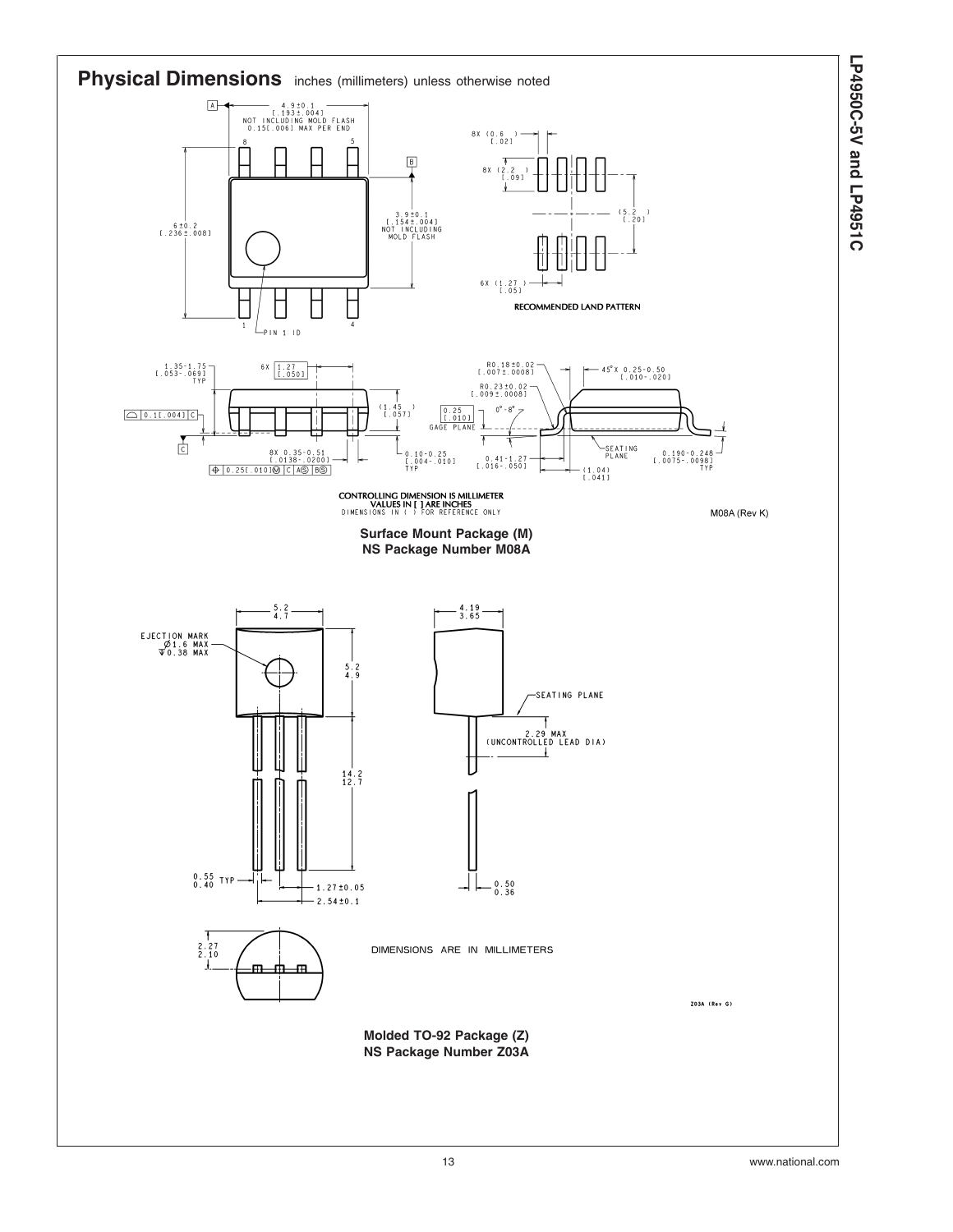## Physical Dimensions inches (millimeters) unless otherwise noted

4.9±0.1
[.193±.004]
NOT INCLUDING MOLD FLASH
0.15[.006] MAX PER END

6±0.2
[.236±.008]

3.9±0.1
[.154±.004]
NOT INCLUDING
MOLD FLASH

PIN 1 ID

8X (0.6 )
[.02]

8X (2.2 )
[.09]

(5.2 )
[.20]

6X (1.27 )
[.05]

RECOMMENDED LAND PATTERN

1.35-1.75
[.053-.069]
TYP

6X 1.27
[.050]

0.1[.004] C

(1.45 )
[.057]

8X 0.35-0.51
[.0138-.0200]

0.25[.010] C A B

0.10-0.25
[.004-.010]
TYP

R0.18±0.02
[.007±.0008]

R0.23±0.02
[.009±.0008]

45° X 0.25-0.50
[.010-.020]

0.25
[.010]
GAGE PLANE

0°-8°

SEATING PLANE

0.41-1.27
[.016-.050]

(1.04)
[.041]

0.190-0.248
[.0075-.0098]
TYP

CONTROLLING DIMENSION IS MILLIMETER
VALUES IN [ ] ARE INCHES
DIMENSIONS IN ( ) FOR REFERENCE ONLY

M08A (Rev K)

**Surface Mount Package (M)**
**NS Package Number M08A**

5.2
4.7

EJECTION MARK
Ø1.6 MAX
0.38 MAX

5.2
4.9

4.19
3.65

SEATING PLANE

2.29 MAX
(UNCONTROLLED LEAD DIA)

14.2
12.7

0.55
0.40 TYP

1.27±0.05

2.54±0.1

0.50
0.36

2.27
2.10

DIMENSIONS ARE IN MILLIMETERS

Z03A (Rev G)

**Molded TO-92 Package (Z)**
**NS Package Number Z03A**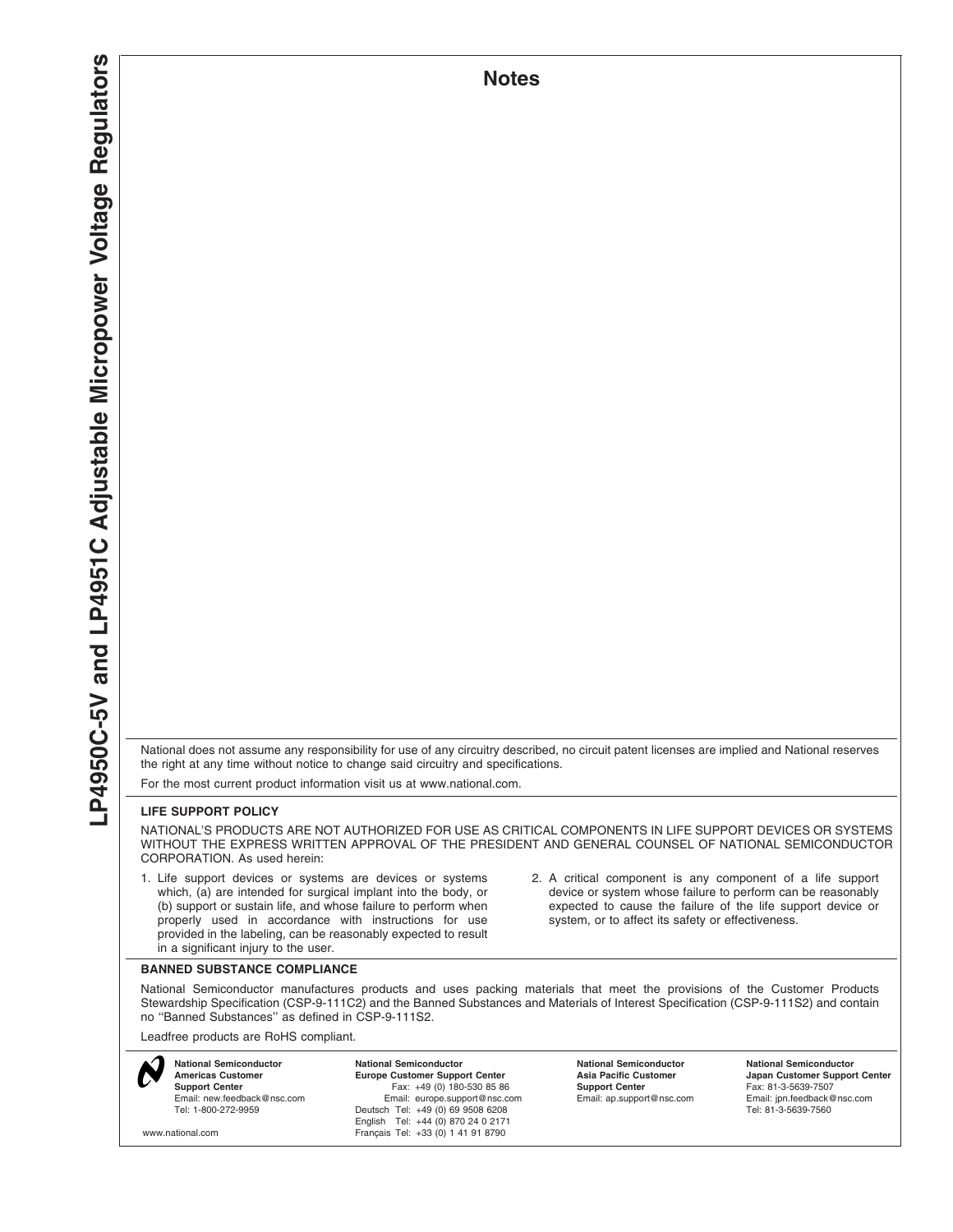# Notes

National does not assume any responsibility for use of any circuitry described, no circuit patent licenses are implied and National reserves the right at any time without notice to change said circuitry and specifications.

For the most current product information visit us at www.national.com.

**LIFE SUPPORT POLICY**

NATIONAL'S PRODUCTS ARE NOT AUTHORIZED FOR USE AS CRITICAL COMPONENTS IN LIFE SUPPORT DEVICES OR SYSTEMS WITHOUT THE EXPRESS WRITTEN APPROVAL OF THE PRESIDENT AND GENERAL COUNSEL OF NATIONAL SEMICONDUCTOR CORPORATION. As used herein:

1. Life support devices or systems are devices or systems which, (a) are intended for surgical implant into the body, or (b) support or sustain life, and whose failure to perform when properly used in accordance with instructions for use provided in the labeling, can be reasonably expected to result in a significant injury to the user.
2. A critical component is any component of a life support device or system whose failure to perform can be reasonably expected to cause the failure of the life support device or system, or to affect its safety or effectiveness.

**BANNED SUBSTANCE COMPLIANCE**

National Semiconductor manufactures products and uses packing materials that meet the provisions of the Customer Products Stewardship Specification (CSP-9-111C2) and the Banned Substances and Materials of Interest Specification (CSP-9-111S2) and contain no ''Banned Substances'' as defined in CSP-9-111S2.

Leadfree products are RoHS compliant.

**National Semiconductor Americas Customer Support Center**
Email: new.feedback@nsc.com
Tel: 1-800-272-9959

**National Semiconductor Europe Customer Support Center**
Fax: +49 (0) 180-530 85 86
Email: europe.support@nsc.com
Deutsch Tel: +49 (0) 69 9508 6208
English Tel: +44 (0) 870 24 0 2171
Français Tel: +33 (0) 1 41 91 8790

**National Semiconductor Asia Pacific Customer Support Center**
Email: ap.support@nsc.com

**National Semiconductor Japan Customer Support Center**
Fax: 81-3-5639-7507
Email: jpn.feedback@nsc.com
Tel: 81-3-5639-7560

www.national.com